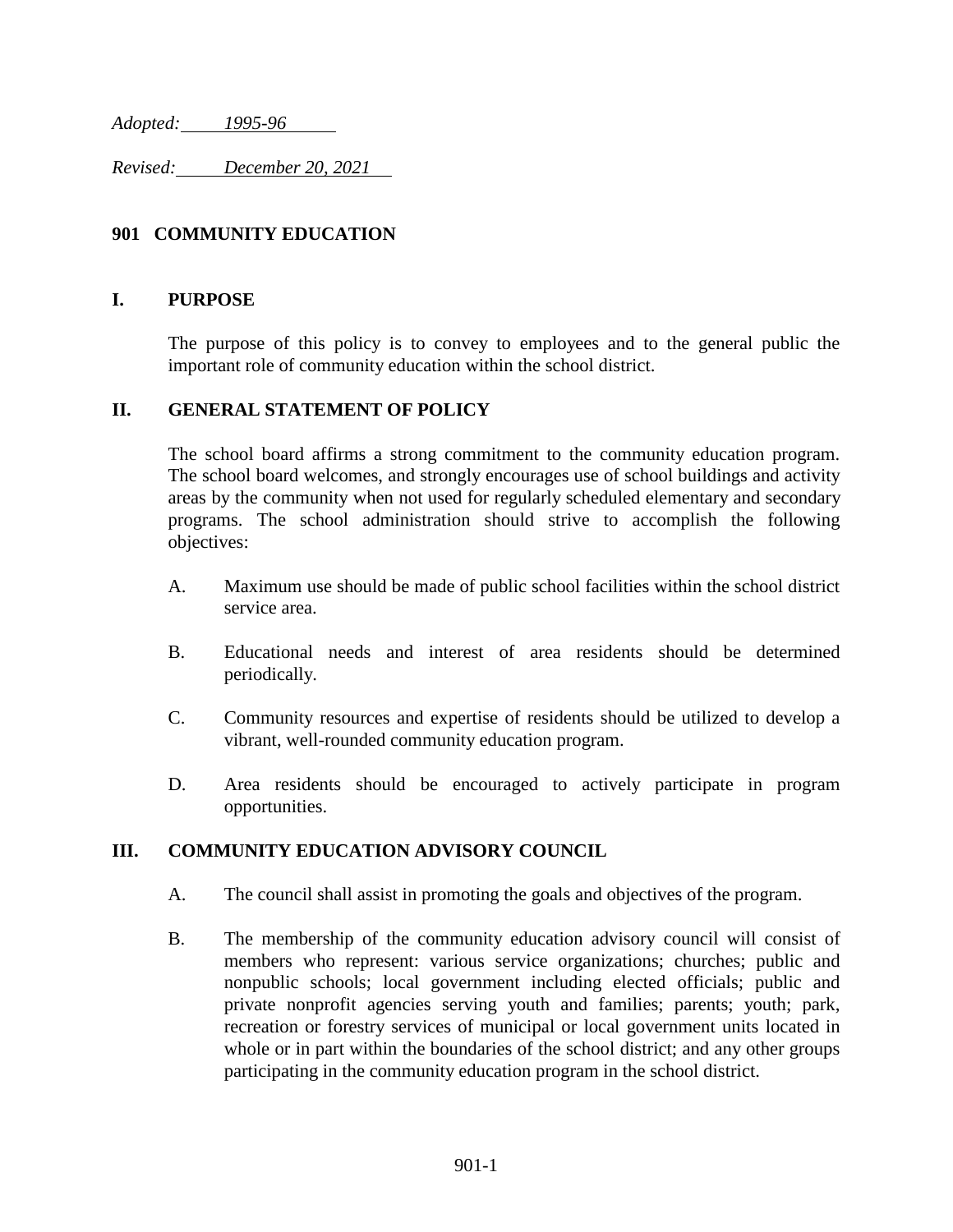*Adopted:* *1995-96*

*Revised:* *December 20, 2021*

# 901 COMMUNITY EDUCATION

## I. PURPOSE

The purpose of this policy is to convey to employees and to the general public the important role of community education within the school district.

## II. GENERAL STATEMENT OF POLICY

The school board affirms a strong commitment to the community education program. The school board welcomes, and strongly encourages use of school buildings and activity areas by the community when not used for regularly scheduled elementary and secondary programs. The school administration should strive to accomplish the following objectives:

A. Maximum use should be made of public school facilities within the school district service area.

B. Educational needs and interest of area residents should be determined periodically.

C. Community resources and expertise of residents should be utilized to develop a vibrant, well-rounded community education program.

D. Area residents should be encouraged to actively participate in program opportunities.

## III. COMMUNITY EDUCATION ADVISORY COUNCIL

A. The council shall assist in promoting the goals and objectives of the program.

B. The membership of the community education advisory council will consist of members who represent: various service organizations; churches; public and nonpublic schools; local government including elected officials; public and private nonprofit agencies serving youth and families; parents; youth; park, recreation or forestry services of municipal or local government units located in whole or in part within the boundaries of the school district; and any other groups participating in the community education program in the school district.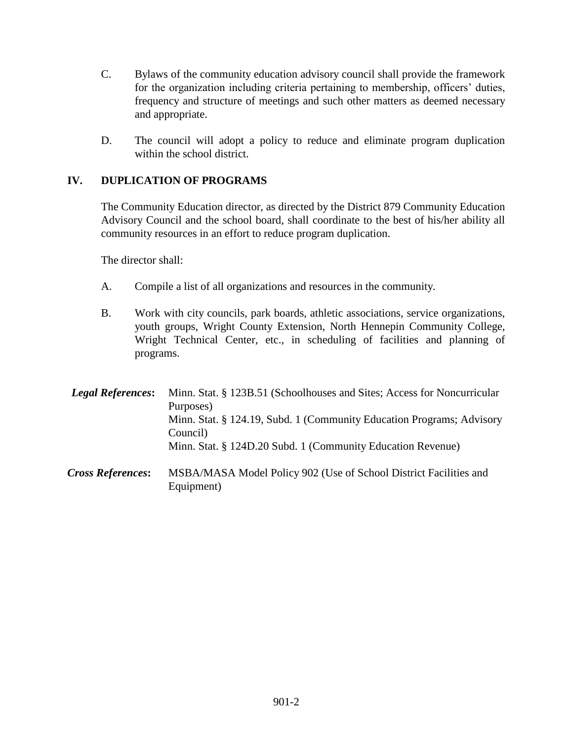C. Bylaws of the community education advisory council shall provide the framework for the organization including criteria pertaining to membership, officers' duties, frequency and structure of meetings and such other matters as deemed necessary and appropriate.

D. The council will adopt a policy to reduce and eliminate program duplication within the school district.

## IV. DUPLICATION OF PROGRAMS

The Community Education director, as directed by the District 879 Community Education Advisory Council and the school board, shall coordinate to the best of his/her ability all community resources in an effort to reduce program duplication.

The director shall:

A. Compile a list of all organizations and resources in the community.

B. Work with city councils, park boards, athletic associations, service organizations, youth groups, Wright County Extension, North Hennepin Community College, Wright Technical Center, etc., in scheduling of facilities and planning of programs.

***Legal References*:** Minn. Stat. § 123B.51 (Schoolhouses and Sites; Access for Noncurricular Purposes)
Minn. Stat. § 124.19, Subd. 1 (Community Education Programs; Advisory Council)
Minn. Stat. § 124D.20 Subd. 1 (Community Education Revenue)

***Cross References*:** MSBA/MASA Model Policy 902 (Use of School District Facilities and Equipment)